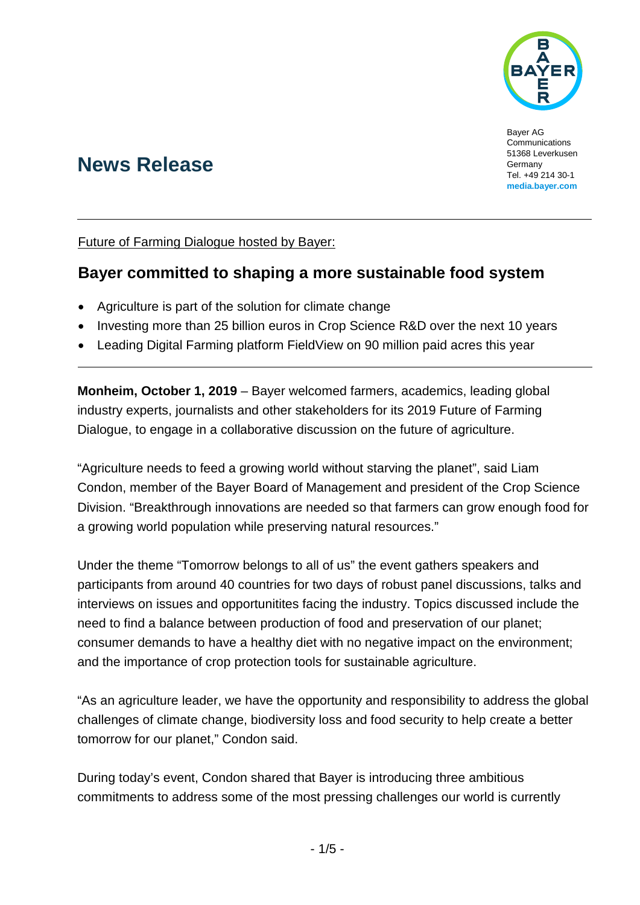Bayer AG
Communications
51368 Leverkusen
Germany
Tel. +49 214 30-1
**media.bayer.com**

# News Release

Future of Farming Dialogue hosted by Bayer:

## Bayer committed to shaping a more sustainable food system

- Agriculture is part of the solution for climate change
- Investing more than 25 billion euros in Crop Science R&D over the next 10 years
- Leading Digital Farming platform FieldView on 90 million paid acres this year

**Monheim, October 1, 2019** – Bayer welcomed farmers, academics, leading global industry experts, journalists and other stakeholders for its 2019 Future of Farming Dialogue, to engage in a collaborative discussion on the future of agriculture.

"Agriculture needs to feed a growing world without starving the planet", said Liam Condon, member of the Bayer Board of Management and president of the Crop Science Division. "Breakthrough innovations are needed so that farmers can grow enough food for a growing world population while preserving natural resources."

Under the theme "Tomorrow belongs to all of us" the event gathers speakers and participants from around 40 countries for two days of robust panel discussions, talks and interviews on issues and opportunitites facing the industry. Topics discussed include the need to find a balance between production of food and preservation of our planet; consumer demands to have a healthy diet with no negative impact on the environment; and the importance of crop protection tools for sustainable agriculture.

"As an agriculture leader, we have the opportunity and responsibility to address the global challenges of climate change, biodiversity loss and food security to help create a better tomorrow for our planet," Condon said.

During today's event, Condon shared that Bayer is introducing three ambitious commitments to address some of the most pressing challenges our world is currently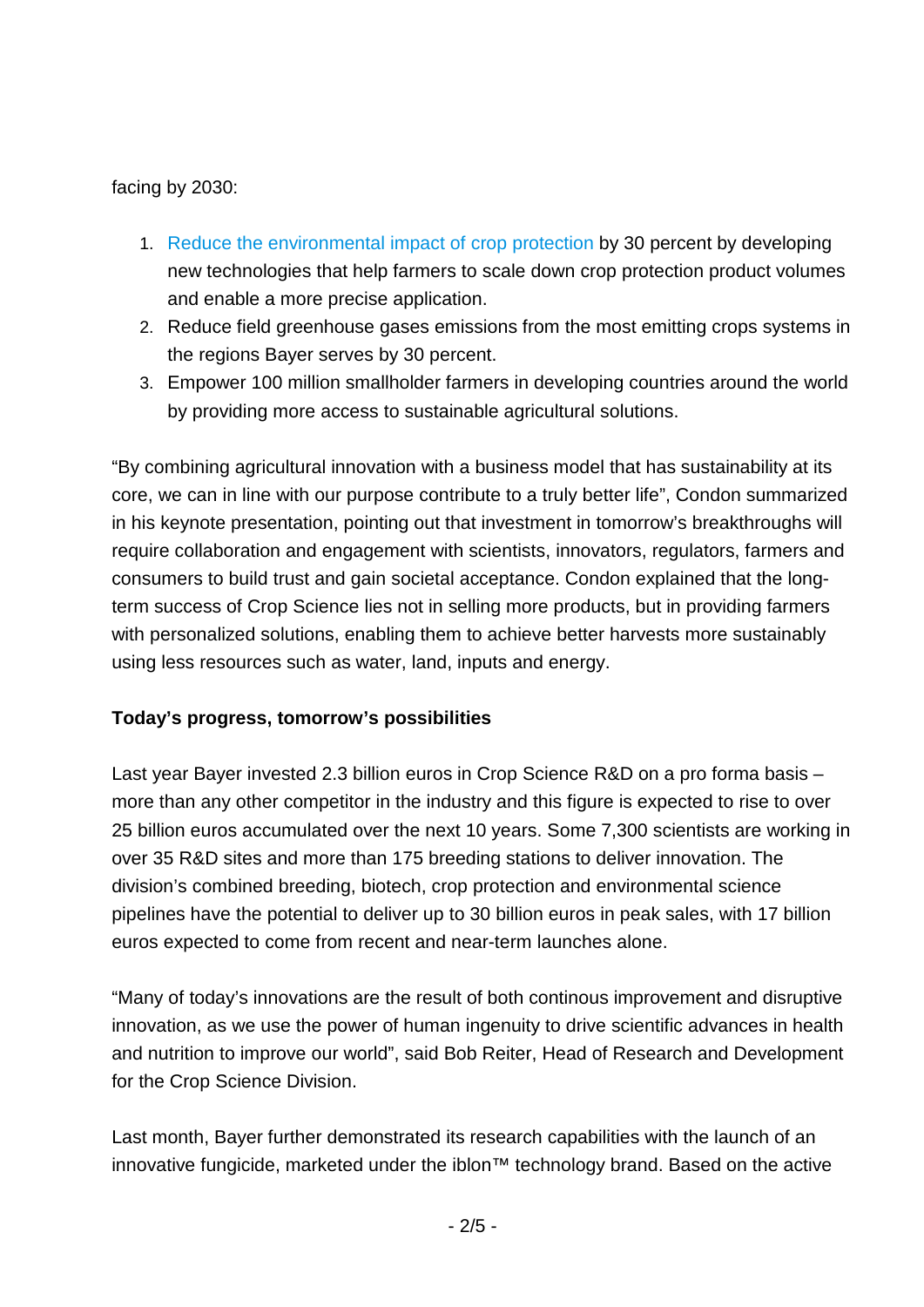facing by 2030:

1. Reduce the environmental impact of crop protection by 30 percent by developing new technologies that help farmers to scale down crop protection product volumes and enable a more precise application.
2. Reduce field greenhouse gases emissions from the most emitting crops systems in the regions Bayer serves by 30 percent.
3. Empower 100 million smallholder farmers in developing countries around the world by providing more access to sustainable agricultural solutions.

“By combining agricultural innovation with a business model that has sustainability at its core, we can in line with our purpose contribute to a truly better life”, Condon summarized in his keynote presentation, pointing out that investment in tomorrow’s breakthroughs will require collaboration and engagement with scientists, innovators, regulators, farmers and consumers to build trust and gain societal acceptance. Condon explained that the long-term success of Crop Science lies not in selling more products, but in providing farmers with personalized solutions, enabling them to achieve better harvests more sustainably using less resources such as water, land, inputs and energy.

**Today’s progress, tomorrow’s possibilities**

Last year Bayer invested 2.3 billion euros in Crop Science R&D on a pro forma basis – more than any other competitor in the industry and this figure is expected to rise to over 25 billion euros accumulated over the next 10 years. Some 7,300 scientists are working in over 35 R&D sites and more than 175 breeding stations to deliver innovation. The division’s combined breeding, biotech, crop protection and environmental science pipelines have the potential to deliver up to 30 billion euros in peak sales, with 17 billion euros expected to come from recent and near-term launches alone.

“Many of today’s innovations are the result of both continous improvement and disruptive innovation, as we use the power of human ingenuity to drive scientific advances in health and nutrition to improve our world”, said Bob Reiter, Head of Research and Development for the Crop Science Division.

Last month, Bayer further demonstrated its research capabilities with the launch of an innovative fungicide, marketed under the iblon™ technology brand. Based on the active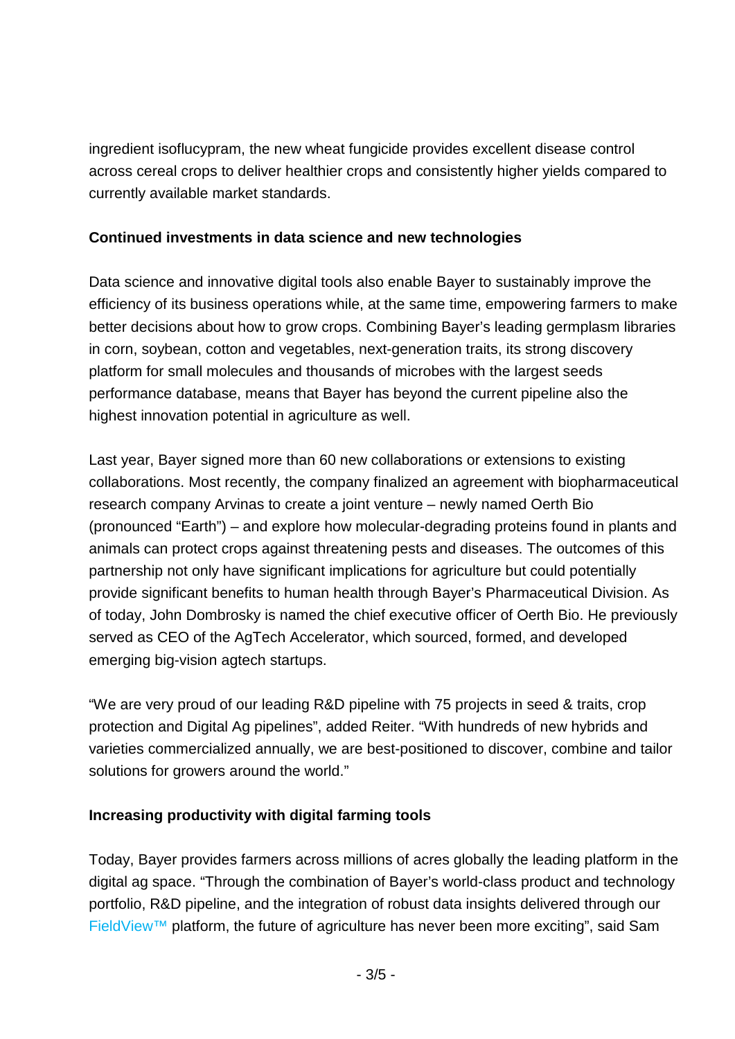ingredient isoflucypram, the new wheat fungicide provides excellent disease control across cereal crops to deliver healthier crops and consistently higher yields compared to currently available market standards.

**Continued investments in data science and new technologies**

Data science and innovative digital tools also enable Bayer to sustainably improve the efficiency of its business operations while, at the same time, empowering farmers to make better decisions about how to grow crops. Combining Bayer's leading germplasm libraries in corn, soybean, cotton and vegetables, next-generation traits, its strong discovery platform for small molecules and thousands of microbes with the largest seeds performance database, means that Bayer has beyond the current pipeline also the highest innovation potential in agriculture as well.

Last year, Bayer signed more than 60 new collaborations or extensions to existing collaborations. Most recently, the company finalized an agreement with biopharmaceutical research company Arvinas to create a joint venture – newly named Oerth Bio (pronounced "Earth") – and explore how molecular-degrading proteins found in plants and animals can protect crops against threatening pests and diseases. The outcomes of this partnership not only have significant implications for agriculture but could potentially provide significant benefits to human health through Bayer's Pharmaceutical Division. As of today, John Dombrosky is named the chief executive officer of Oerth Bio. He previously served as CEO of the AgTech Accelerator, which sourced, formed, and developed emerging big-vision agtech startups.

"We are very proud of our leading R&D pipeline with 75 projects in seed & traits, crop protection and Digital Ag pipelines", added Reiter. "With hundreds of new hybrids and varieties commercialized annually, we are best-positioned to discover, combine and tailor solutions for growers around the world."

**Increasing productivity with digital farming tools**

Today, Bayer provides farmers across millions of acres globally the leading platform in the digital ag space. "Through the combination of Bayer's world-class product and technology portfolio, R&D pipeline, and the integration of robust data insights delivered through our FieldView™ platform, the future of agriculture has never been more exciting", said Sam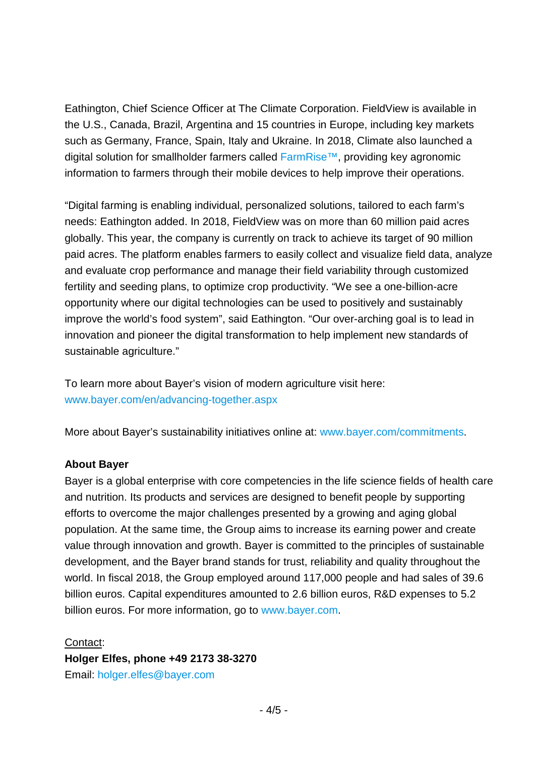Eathington, Chief Science Officer at The Climate Corporation. FieldView is available in the U.S., Canada, Brazil, Argentina and 15 countries in Europe, including key markets such as Germany, France, Spain, Italy and Ukraine. In 2018, Climate also launched a digital solution for smallholder farmers called FarmRise™, providing key agronomic information to farmers through their mobile devices to help improve their operations.

"Digital farming is enabling individual, personalized solutions, tailored to each farm's needs: Eathington added. In 2018, FieldView was on more than 60 million paid acres globally. This year, the company is currently on track to achieve its target of 90 million paid acres. The platform enables farmers to easily collect and visualize field data, analyze and evaluate crop performance and manage their field variability through customized fertility and seeding plans, to optimize crop productivity. "We see a one-billion-acre opportunity where our digital technologies can be used to positively and sustainably improve the world's food system", said Eathington. "Our over-arching goal is to lead in innovation and pioneer the digital transformation to help implement new standards of sustainable agriculture."

To learn more about Bayer's vision of modern agriculture visit here: www.bayer.com/en/advancing-together.aspx

More about Bayer's sustainability initiatives online at: www.bayer.com/commitments.

**About Bayer**
Bayer is a global enterprise with core competencies in the life science fields of health care and nutrition. Its products and services are designed to benefit people by supporting efforts to overcome the major challenges presented by a growing and aging global population. At the same time, the Group aims to increase its earning power and create value through innovation and growth. Bayer is committed to the principles of sustainable development, and the Bayer brand stands for trust, reliability and quality throughout the world. In fiscal 2018, the Group employed around 117,000 people and had sales of 39.6 billion euros. Capital expenditures amounted to 2.6 billion euros, R&D expenses to 5.2 billion euros. For more information, go to www.bayer.com.

Contact:
**Holger Elfes, phone +49 2173 38-3270**
Email: holger.elfes@bayer.com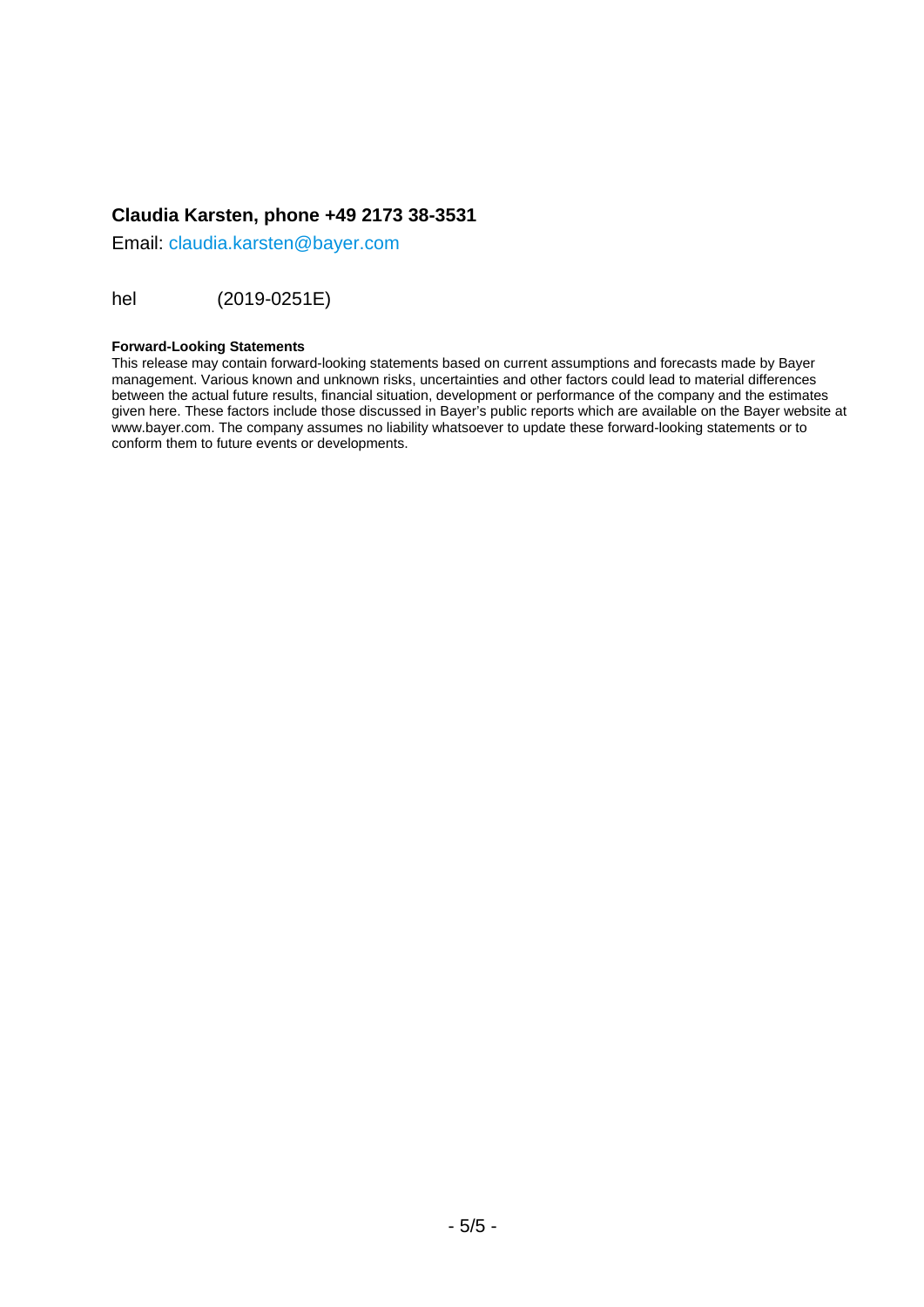**Claudia Karsten, phone +49 2173 38-3531**

Email: claudia.karsten@bayer.com

hel (2019-0251E)

**Forward-Looking Statements**

This release may contain forward-looking statements based on current assumptions and forecasts made by Bayer management. Various known and unknown risks, uncertainties and other factors could lead to material differences between the actual future results, financial situation, development or performance of the company and the estimates given here. These factors include those discussed in Bayer's public reports which are available on the Bayer website at www.bayer.com. The company assumes no liability whatsoever to update these forward-looking statements or to conform them to future events or developments.